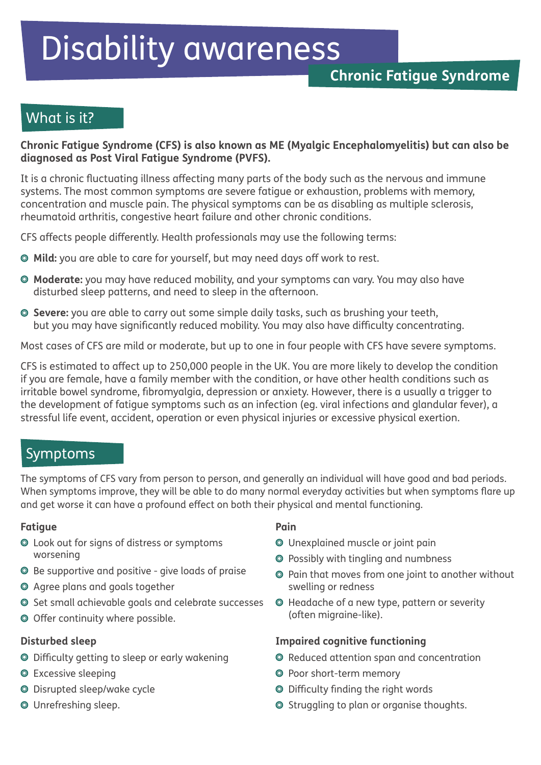# Disability awareness

## Chronic Fatigue Syndrome

## What is it?

**Chronic Fatigue Syndrome (CFS) is also known as ME (Myalgic Encephalomyelitis) but can also be diagnosed as Post Viral Fatigue Syndrome (PVFS).**

It is a chronic fluctuating illness affecting many parts of the body such as the nervous and immune systems. The most common symptoms are severe fatigue or exhaustion, problems with memory, concentration and muscle pain. The physical symptoms can be as disabling as multiple sclerosis, rheumatoid arthritis, congestive heart failure and other chronic conditions.

CFS affects people differently. Health professionals may use the following terms:

- **Mild:** you are able to care for yourself, but may need days off work to rest.
- **Moderate:** you may have reduced mobility, and your symptoms can vary. You may also have disturbed sleep patterns, and need to sleep in the afternoon.
- **Severe:** you are able to carry out some simple daily tasks, such as brushing your teeth, but you may have significantly reduced mobility. You may also have difficulty concentrating.

Most cases of CFS are mild or moderate, but up to one in four people with CFS have severe symptoms.

CFS is estimated to affect up to 250,000 people in the UK. You are more likely to develop the condition if you are female, have a family member with the condition, or have other health conditions such as irritable bowel syndrome, fibromyalgia, depression or anxiety. However, there is a usually a trigger to the development of fatigue symptoms such as an infection (eg. viral infections and glandular fever), a stressful life event, accident, operation or even physical injuries or excessive physical exertion.

## Symptoms

The symptoms of CFS vary from person to person, and generally an individual will have good and bad periods. When symptoms improve, they will be able to do many normal everyday activities but when symptoms flare up and get worse it can have a profound effect on both their physical and mental functioning.

### Fatigue

- Look out for signs of distress or symptoms worsening
- Be supportive and positive - give loads of praise
- Agree plans and goals together
- Set small achievable goals and celebrate successes
- Offer continuity where possible.

### Disturbed sleep

- Difficulty getting to sleep or early wakening
- Excessive sleeping
- Disrupted sleep/wake cycle
- Unrefreshing sleep.

### Pain

- Unexplained muscle or joint pain
- Possibly with tingling and numbness
- Pain that moves from one joint to another without swelling or redness
- Headache of a new type, pattern or severity (often migraine-like).

### Impaired cognitive functioning

- Reduced attention span and concentration
- Poor short-term memory
- Difficulty finding the right words
- Struggling to plan or organise thoughts.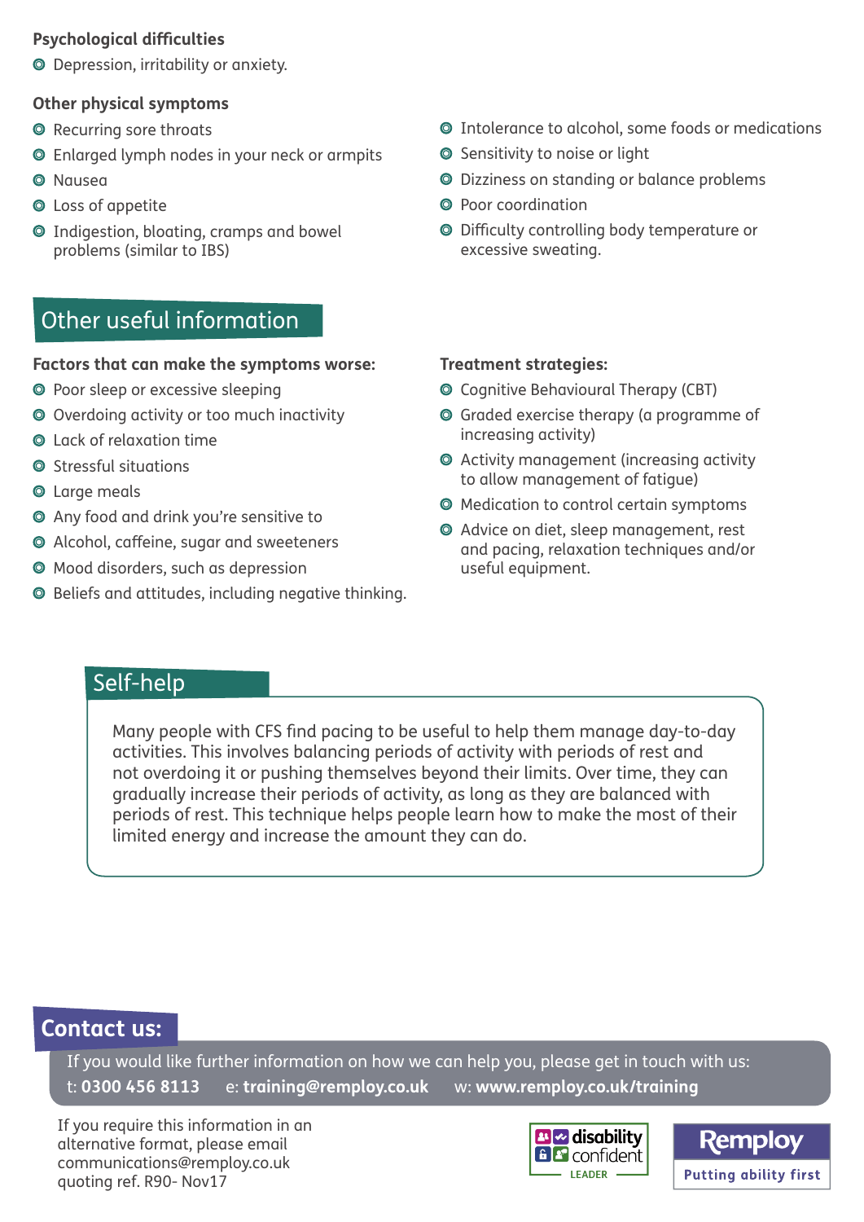**Psychological difficulties**

- Depression, irritability or anxiety.

**Other physical symptoms**

- Recurring sore throats
- Enlarged lymph nodes in your neck or armpits
- Nausea
- Loss of appetite
- Indigestion, bloating, cramps and bowel problems (similar to IBS)
- Intolerance to alcohol, some foods or medications
- Sensitivity to noise or light
- Dizziness on standing or balance problems
- Poor coordination
- Difficulty controlling body temperature or excessive sweating.

## Other useful information

**Factors that can make the symptoms worse:**

- Poor sleep or excessive sleeping
- Overdoing activity or too much inactivity
- Lack of relaxation time
- Stressful situations
- Large meals
- Any food and drink you're sensitive to
- Alcohol, caffeine, sugar and sweeteners
- Mood disorders, such as depression
- Beliefs and attitudes, including negative thinking.

**Treatment strategies:**

- Cognitive Behavioural Therapy (CBT)
- Graded exercise therapy (a programme of increasing activity)
- Activity management (increasing activity to allow management of fatigue)
- Medication to control certain symptoms
- Advice on diet, sleep management, rest and pacing, relaxation techniques and/or useful equipment.

## Self-help

Many people with CFS find pacing to be useful to help them manage day-to-day activities. This involves balancing periods of activity with periods of rest and not overdoing it or pushing themselves beyond their limits. Over time, they can gradually increase their periods of activity, as long as they are balanced with periods of rest. This technique helps people learn how to make the most of their limited energy and increase the amount they can do.

## Contact us:

If you would like further information on how we can help you, please get in touch with us:

t: **0300 456 8113** e: **training@remploy.co.uk** w: **www.remploy.co.uk/training**

If you require this information in an alternative format, please email communications@remploy.co.uk quoting ref. R90- Nov17

disability confident LEADER

Remploy
Putting ability first